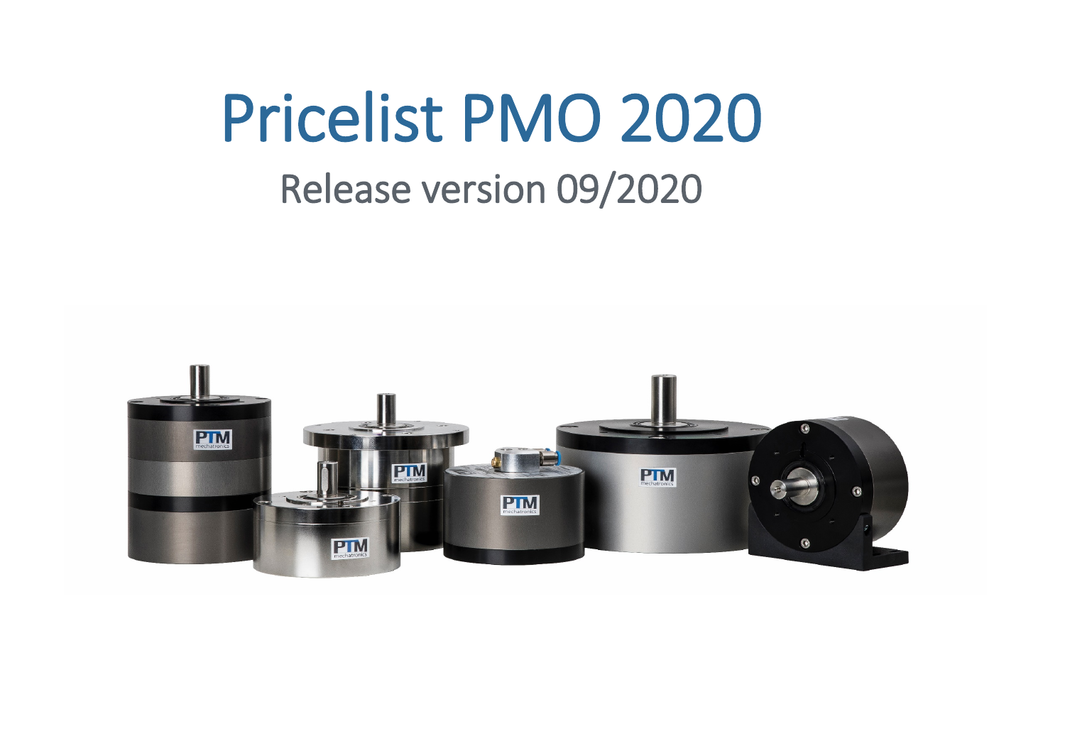# Pricelist PMO 2020

## Release version 09/2020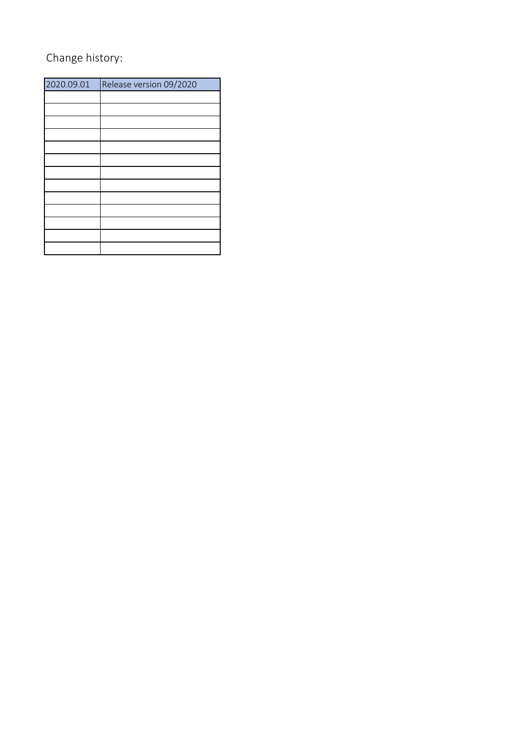Change history:

| 2020.09.01 | Release version 09/2020 |
| --- | --- |
| | |
| | |
| | |
| | |
| | |
| | |
| | |
| | |
| | |
| | |
| | |
| | |
| | |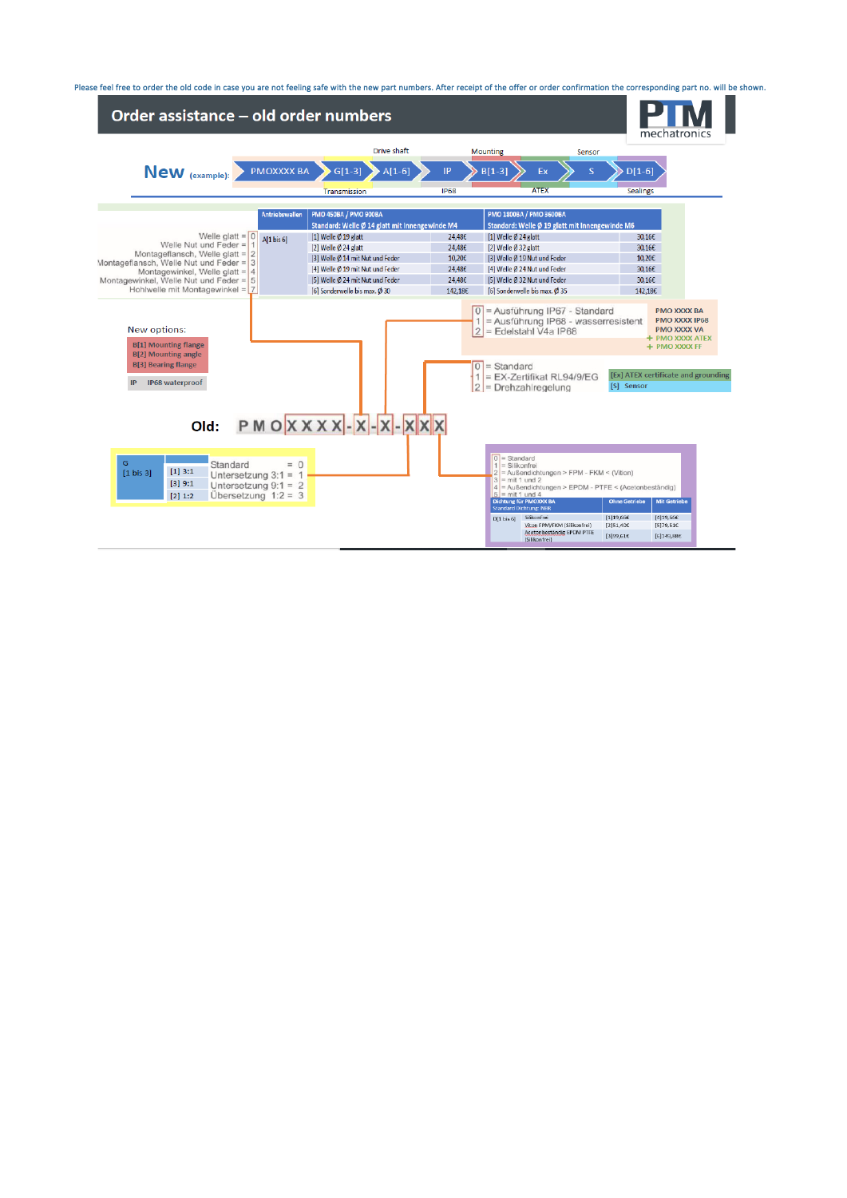Please feel free to order the old code in case you are not feeling safe with the new part numbers. After receipt of the offer or order confirmation the corresponding part no. will be shown.

# Order assistance – old order numbers

**New** (example): PMOXXXX BA – G[1-3] – A[1-6] – IP – B[1-3] – Ex – S – D[1-6]

(Transmission: G[1-3]; Drive shaft: A[1-6]; IP68: IP; Mounting: B[1-3]; ATEX: Ex; Sensor: S; Sealings: D[1-6])

| | Antriebswellen | PMO 450BA / PMO 900BA Standard: Welle Ø 14 glatt mit Innengewinde M4 | | PMO 1800BA / PMO 3600BA Standard: Welle Ø 19 glatt mit Innengewinde M6 | |
|---|---|---|---|---|---|
| Welle glatt = 0 | A[1 bis 6] | [1] Welle Ø 19 glatt | 24,48€ | [1] Welle Ø 24 glatt | 30,16€ |
| Welle Nut und Feder = 1 | | [2] Welle Ø 24 glatt | 24,48€ | [2] Welle Ø 32 glatt | 30,16€ |
| Montageflansch, Welle glatt = 2 | | [3] Welle Ø 14 mit Nut und Feder | 10,20€ | [3] Welle Ø 19 Nut und Feder | 10,20€ |
| Montageflansch, Welle Nut und Feder = 3 | | [4] Welle Ø 19 mit Nut und Feder | 24,48€ | [4] Welle Ø 24 Nut und Feder | 30,16€ |
| Montagewinkel, Welle glatt = 4 | | [5] Welle Ø 24 mit Nut und Feder | 24,48€ | [5] Welle Ø 32 Nut und Feder | 30,16€ |
| Montagewinkel, Welle Nut und Feder = 5 | | [6] Sonderwelle bis max. Ø 30 | 142,18€ | [6] Sonderwelle bis max. Ø 35 | 142,18€ |
| Hohlwelle mit Montagewinkel = 7 | | | | | |

0 = Ausführung IP67 - Standard
1 = Ausführung IP68 - wasserresistent
2 = Edelstahl V4a IP68

- PMO XXXX BA
- PMO XXXX IP68
- PMO XXXX VA
- + PMO XXXX ATEX
- + PMO XXXX FF

New options:

- B[1] Mounting flange
- B[2] Mounting angle
- B[3] Bearing flange
- IP – IP68 waterproof

0 = Standard
1 = EX-Zertifikat RL94/9/EG
2 = Drehzahlregelung

- [Ex] ATEX certificate and grounding
- [S] Sensor

**Old:** P M O X X X X - X - X - X X X

| G [1 bis 3] | | |
|---|---|---|
| | | Standard = 0 |
| | [1] 3:1 | Untersetzung 3:1 = 1 |
| | [3] 9:1 | Untersetzung 9:1 = 2 |
| | [2] 1:2 | Übersetzung 1:2 = 3 |

0 = Standard
1 = Silikonfrei
2 = Außendichtungen > FPM - FKM < (Viton)
3 = mit 1 und 2
4 = Außendichtungen > EPDM - PTFE < (Acetonbeständig)
5 = mit 1 und 4

| | Dichtung für PMOXXX BA Standard Dichtung: NBR | Ohne Getriebe | Mit Getriebe |
|---|---|---|---|
| D[1 bis 6] | Silikonfrei | [1] 19,66€ | [4] 19,66€ |
| | Viton FPM/FKM (Silikonfrei) | [2] 51,40€ | [5] 79,51€ |
| | Acetonbeständig EPDM PTFE (Silikonfrei) | [3] 99,61€ | [6] 145,88€ |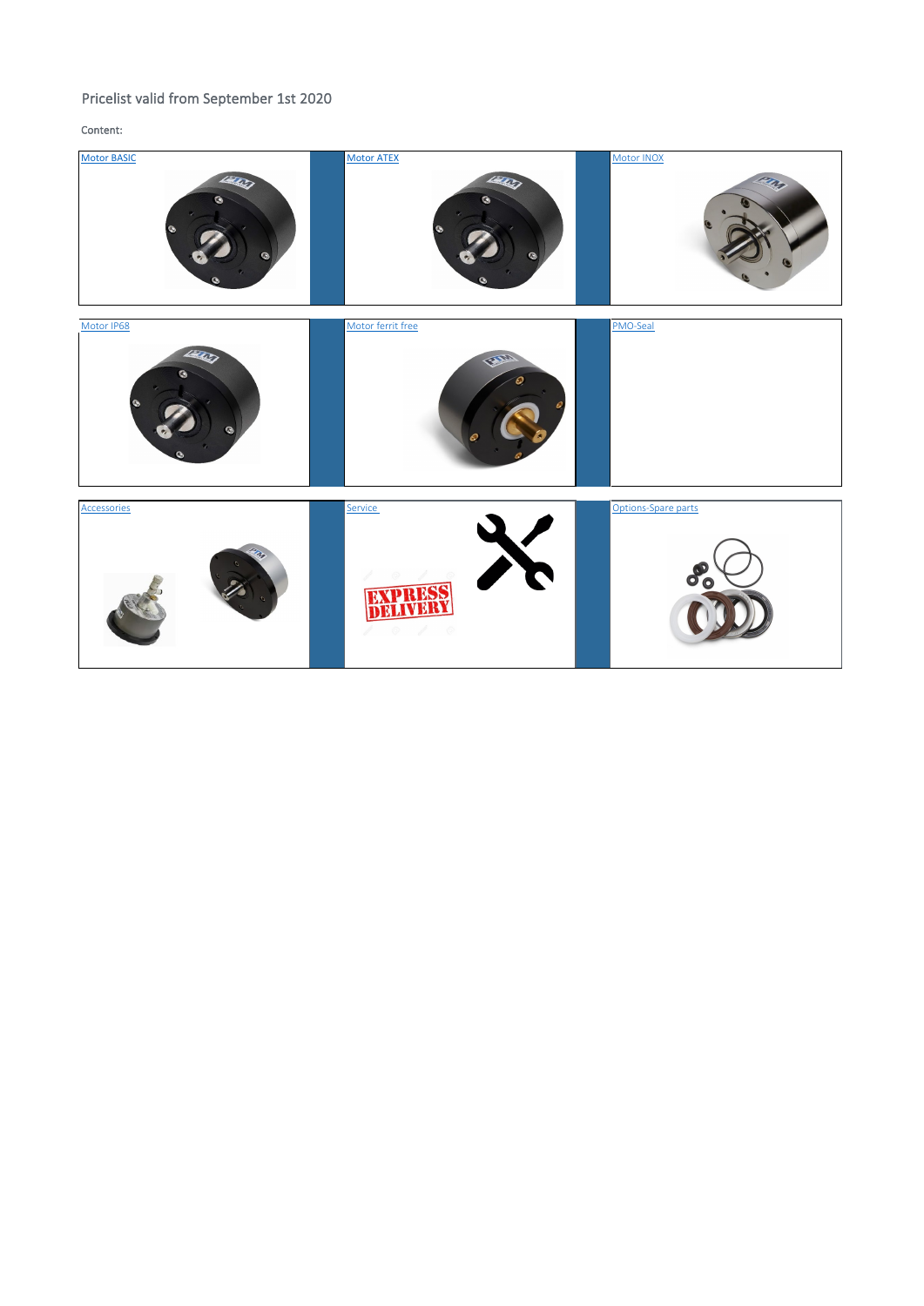Pricelist valid from September 1st 2020

Content:

| Motor BASIC | Motor ATEX | Motor INOX |
| --- | --- | --- |
| Motor IP68 | Motor ferrit free | PMO-Seal |
| Accessories | Service | Options-Spare parts |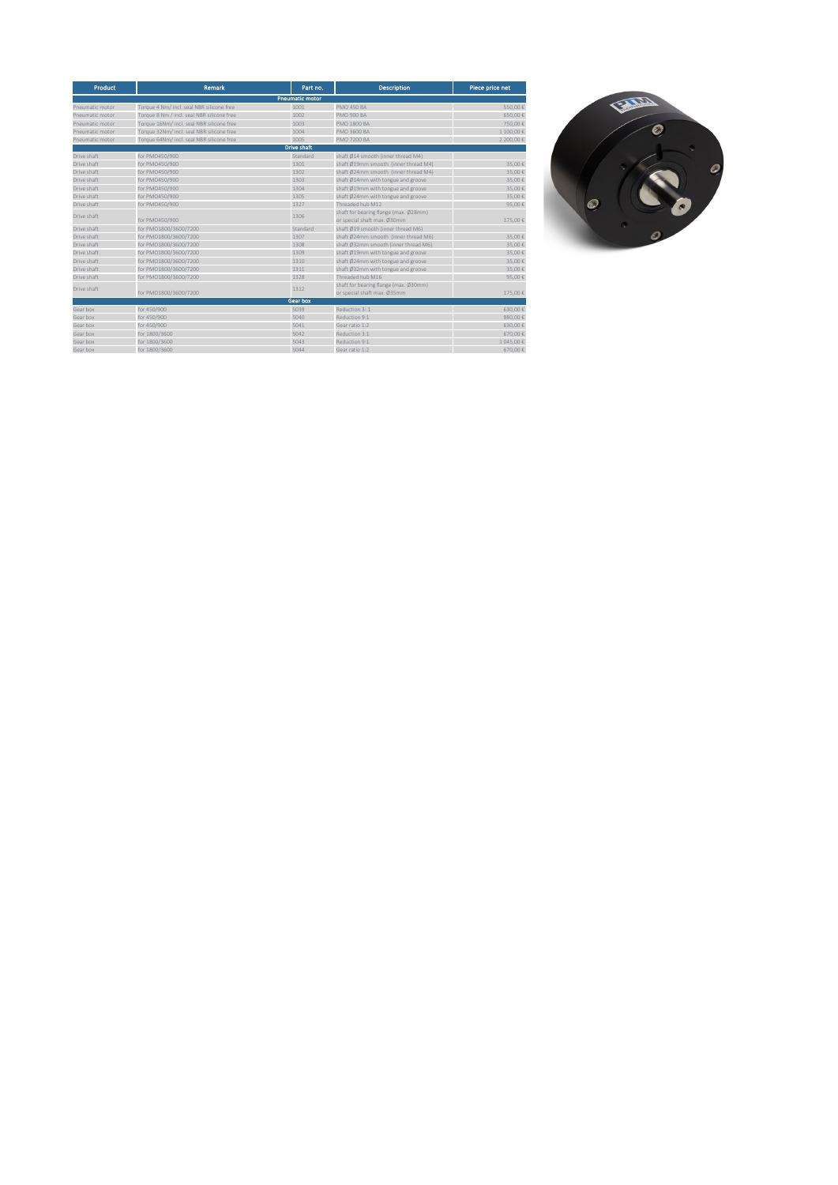| Product | Remark | Part no. | Description | Piece price net |
|---|---|---|---|---|
| **Pneumatic motor** | | | | |
| Pneumatic motor | Torque 4 Nm/ incl. seal NBR silicone free | 1001 | PMO 450 BA | 550,00 € |
| Pneumatic motor | Torque 8 Nm / incl. seal NBR silicone free | 1002 | PMO 900 BA | 650,00 € |
| Pneumatic motor | Torque 16Nm/ incl. seal NBR silicone free | 1003 | PMO 1800 BA | 750,00 € |
| Pneumatic motor | Torque 32Nm/ incl. seal NBR silicone free | 1004 | PMO 3600 BA | 1 100,00 € |
| Pneumatic motor | Torque 64Nm/ incl. seal NBR silicone free | 1005 | PMO 7200 BA | 2 200,00 € |
| **Drive shaft** | | | | |
| Drive shaft | for PMO450/900 | Standard | shaft Ø14 smooth (inner thread M4) | |
| Drive shaft | for PMO450/900 | 1301 | shaft Ø19mm smooth (inner thread M4) | 35,00 € |
| Drive shaft | for PMO450/900 | 1302 | shaft Ø24mm smooth (inner thread M4) | 35,00 € |
| Drive shaft | for PMO450/900 | 1303 | shaft Ø14mm with tongue and groove | 35,00 € |
| Drive shaft | for PMO450/900 | 1304 | shaft Ø19mm with tongue and groove | 35,00 € |
| Drive shaft | for PMO450/900 | 1305 | shaft Ø24mm with tongue and groove | 35,00 € |
| Drive shaft | for PMO450/900 | 1327 | Threaded hub M12 | 95,00 € |
| Drive shaft | for PMO450/900 | 1306 | shaft for bearing flange (max. Ø28mm) or special shaft max. Ø30mm | 175,00 € |
| Drive shaft | for PMO1800/3600/7200 | Standard | shaft Ø19 smooth (inner thread M6) | |
| Drive shaft | for PMO1800/3600/7200 | 1307 | shaft Ø24mm smooth (inner thread M6) | 35,00 € |
| Drive shaft | for PMO1800/3600/7200 | 1308 | shaft Ø32mm smooth (inner thread M6) | 35,00 € |
| Drive shaft | for PMO1800/3600/7200 | 1309 | shaft Ø19mm with tongue and groove | 35,00 € |
| Drive shaft | for PMO1800/3600/7200 | 1310 | shaft Ø24mm with tongue and groove | 35,00 € |
| Drive shaft | for PMO1800/3600/7200 | 1311 | shaft Ø32mm with tongue and groove | 35,00 € |
| Drive shaft | for PMO1800/3600/7200 | 1328 | Threaded hub M16 | 95,00 € |
| Drive shaft | for PMO1800/3600/7200 | 1312 | shaft for bearing flange (max. Ø30mm) or special shaft max. Ø35mm | 175,00 € |
| **Gear box** | | | | |
| Gear box | for 450/900 | 5039 | Reduction 3: 1 | 630,00 € |
| Gear box | for 450/900 | 5040 | Reduction 9:1 | 980,00 € |
| Gear box | for 450/900 | 5041 | Gear ratio 1:2 | 630,00 € |
| Gear box | for 1800/3600 | 5042 | Reduction 3:1 | 670,00 € |
| Gear box | for 1800/3600 | 5043 | Reduction 9:1 | 1 045,00 € |
| Gear box | for 1800/3600 | 5044 | Gear ratio 1:2 | 670,00 € |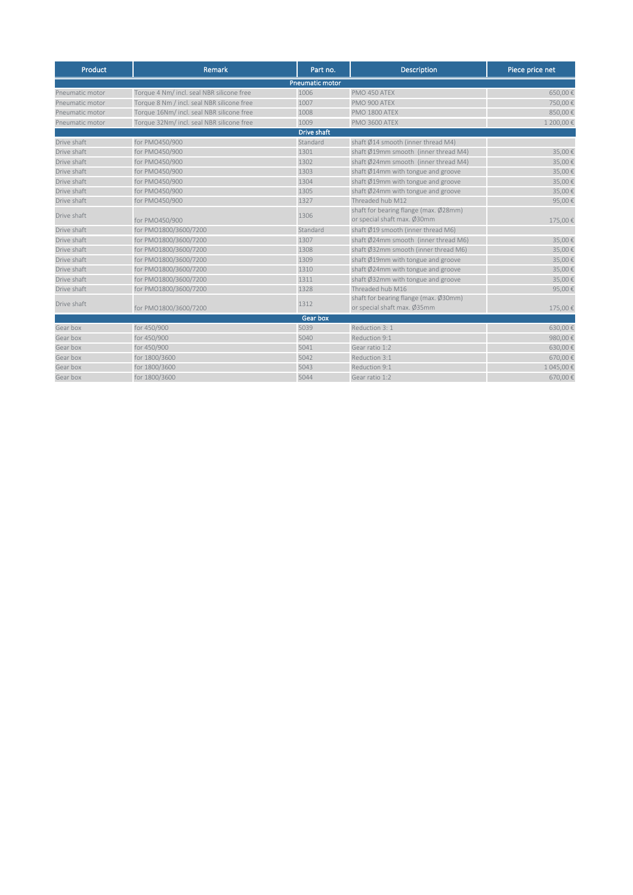| Product | Remark | Part no. | Description | Piece price net |
|---|---|---|---|---|
| | | Pneumatic motor | | |
| Pneumatic motor | Torque 4 Nm/ incl. seal NBR silicone free | 1006 | PMO 450 ATEX | 650,00 € |
| Pneumatic motor | Torque 8 Nm / incl. seal NBR silicone free | 1007 | PMO 900 ATEX | 750,00 € |
| Pneumatic motor | Torque 16Nm/ incl. seal NBR silicone free | 1008 | PMO 1800 ATEX | 850,00 € |
| Pneumatic motor | Torque 32Nm/ incl. seal NBR silicone free | 1009 | PMO 3600 ATEX | 1 200,00 € |
| | | Drive shaft | | |
| Drive shaft | for PMO450/900 | Standard | shaft Ø14 smooth (inner thread M4) | |
| Drive shaft | for PMO450/900 | 1301 | shaft Ø19mm smooth (inner thread M4) | 35,00 € |
| Drive shaft | for PMO450/900 | 1302 | shaft Ø24mm smooth (inner thread M4) | 35,00 € |
| Drive shaft | for PMO450/900 | 1303 | shaft Ø14mm with tongue and groove | 35,00 € |
| Drive shaft | for PMO450/900 | 1304 | shaft Ø19mm with tongue and groove | 35,00 € |
| Drive shaft | for PMO450/900 | 1305 | shaft Ø24mm with tongue and groove | 35,00 € |
| Drive shaft | for PMO450/900 | 1327 | Threaded hub M12 | 95,00 € |
| Drive shaft | for PMO450/900 | 1306 | shaft for bearing flange (max. Ø28mm) or special shaft max. Ø30mm | 175,00 € |
| Drive shaft | for PMO1800/3600/7200 | Standard | shaft Ø19 smooth (inner thread M6) | |
| Drive shaft | for PMO1800/3600/7200 | 1307 | shaft Ø24mm smooth (inner thread M6) | 35,00 € |
| Drive shaft | for PMO1800/3600/7200 | 1308 | shaft Ø32mm smooth (inner thread M6) | 35,00 € |
| Drive shaft | for PMO1800/3600/7200 | 1309 | shaft Ø19mm with tongue and groove | 35,00 € |
| Drive shaft | for PMO1800/3600/7200 | 1310 | shaft Ø24mm with tongue and groove | 35,00 € |
| Drive shaft | for PMO1800/3600/7200 | 1311 | shaft Ø32mm with tongue and groove | 35,00 € |
| Drive shaft | for PMO1800/3600/7200 | 1328 | Threaded hub M16 | 95,00 € |
| Drive shaft | for PMO1800/3600/7200 | 1312 | shaft for bearing flange (max. Ø30mm) or special shaft max. Ø35mm | 175,00 € |
| | | Gear box | | |
| Gear box | for 450/900 | 5039 | Reduction 3: 1 | 630,00 € |
| Gear box | for 450/900 | 5040 | Reduction 9:1 | 980,00 € |
| Gear box | for 450/900 | 5041 | Gear ratio 1:2 | 630,00 € |
| Gear box | for 1800/3600 | 5042 | Reduction 3:1 | 670,00 € |
| Gear box | for 1800/3600 | 5043 | Reduction 9:1 | 1 045,00 € |
| Gear box | for 1800/3600 | 5044 | Gear ratio 1:2 | 670,00 € |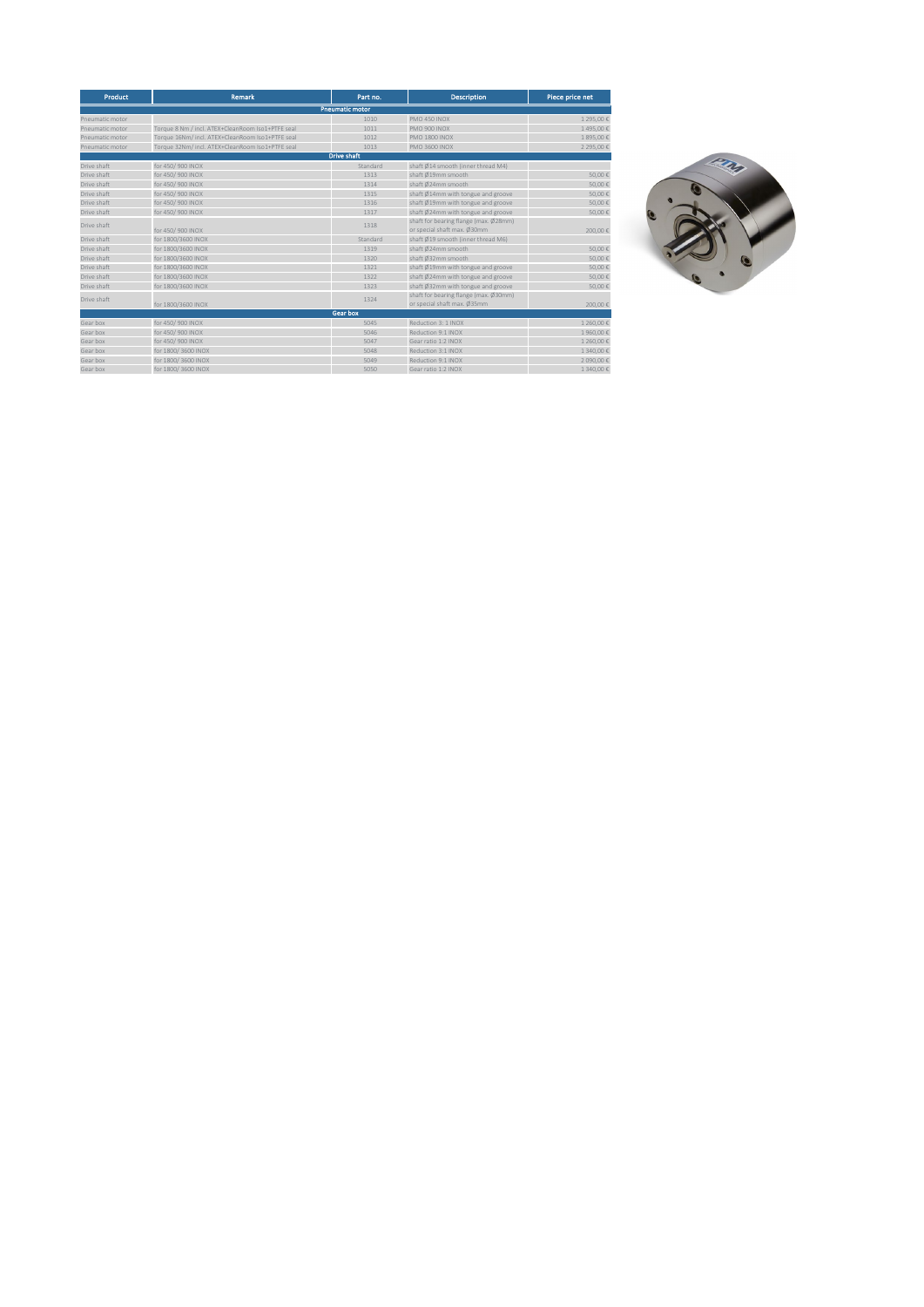| Product | Remark | Part no. | Description | Piece price net |
| --- | --- | --- | --- | --- |
| **Pneumatic motor** | | | | |
| Pneumatic motor | | 1010 | PMO 450 INOX | 1 295,00 € |
| Pneumatic motor | Torque 8 Nm / incl. ATEX+CleanRoom Iso1+PTFE seal | 1011 | PMO 900 INOX | 1 495,00 € |
| Pneumatic motor | Torque 16Nm/ incl. ATEX+CleanRoom Iso1+PTFE seal | 1012 | PMO 1800 INOX | 1 895,00 € |
| Pneumatic motor | Torque 32Nm/ incl. ATEX+CleanRoom Iso1+PTFE seal | 1013 | PMO 3600 INOX | 2 295,00 € |
| **Drive shaft** | | | | |
| Drive shaft | for 450/ 900 INOX | Standard | shaft Ø14 smooth (inner thread M4) | |
| Drive shaft | for 450/ 900 INOX | 1313 | shaft Ø19mm smooth | 50,00 € |
| Drive shaft | for 450/ 900 INOX | 1314 | shaft Ø24mm smooth | 50,00 € |
| Drive shaft | for 450/ 900 INOX | 1315 | shaft Ø14mm with tongue and groove | 50,00 € |
| Drive shaft | for 450/ 900 INOX | 1316 | shaft Ø19mm with tongue and groove | 50,00 € |
| Drive shaft | for 450/ 900 INOX | 1317 | shaft Ø24mm with tongue and groove | 50,00 € |
| Drive shaft | for 450/ 900 INOX | 1318 | shaft for bearing flange (max. Ø28mm) or special shaft max. Ø30mm | 200,00 € |
| Drive shaft | for 1800/3600 INOX | Standard | shaft Ø19 smooth (inner thread M6) | |
| Drive shaft | for 1800/3600 INOX | 1319 | shaft Ø24mm smooth | 50,00 € |
| Drive shaft | for 1800/3600 INOX | 1320 | shaft Ø32mm smooth | 50,00 € |
| Drive shaft | for 1800/3600 INOX | 1321 | shaft Ø19mm with tongue and groove | 50,00 € |
| Drive shaft | for 1800/3600 INOX | 1322 | shaft Ø24mm with tongue and groove | 50,00 € |
| Drive shaft | for 1800/3600 INOX | 1323 | shaft Ø32mm with tongue and groove | 50,00 € |
| Drive shaft | for 1800/3600 INOX | 1324 | shaft for bearing flange (max. Ø30mm) or special shaft max. Ø35mm | 200,00 € |
| **Gear box** | | | | |
| Gear box | for 450/ 900 INOX | 5045 | Reduction 3: 1 INOX | 1 260,00 € |
| Gear box | for 450/ 900 INOX | 5046 | Reduction 9:1 INOX | 1 960,00 € |
| Gear box | for 450/ 900 INOX | 5047 | Gear ratio 1:2 INOX | 1 260,00 € |
| Gear box | for 1800/ 3600 INOX | 5048 | Reduction 3:1 INOX | 1 340,00 € |
| Gear box | for 1800/ 3600 INOX | 5049 | Reduction 9:1 INOX | 2 090,00 € |
| Gear box | for 1800/ 3600 INOX | 5050 | Gear ratio 1:2 INOX | 1 340,00 € |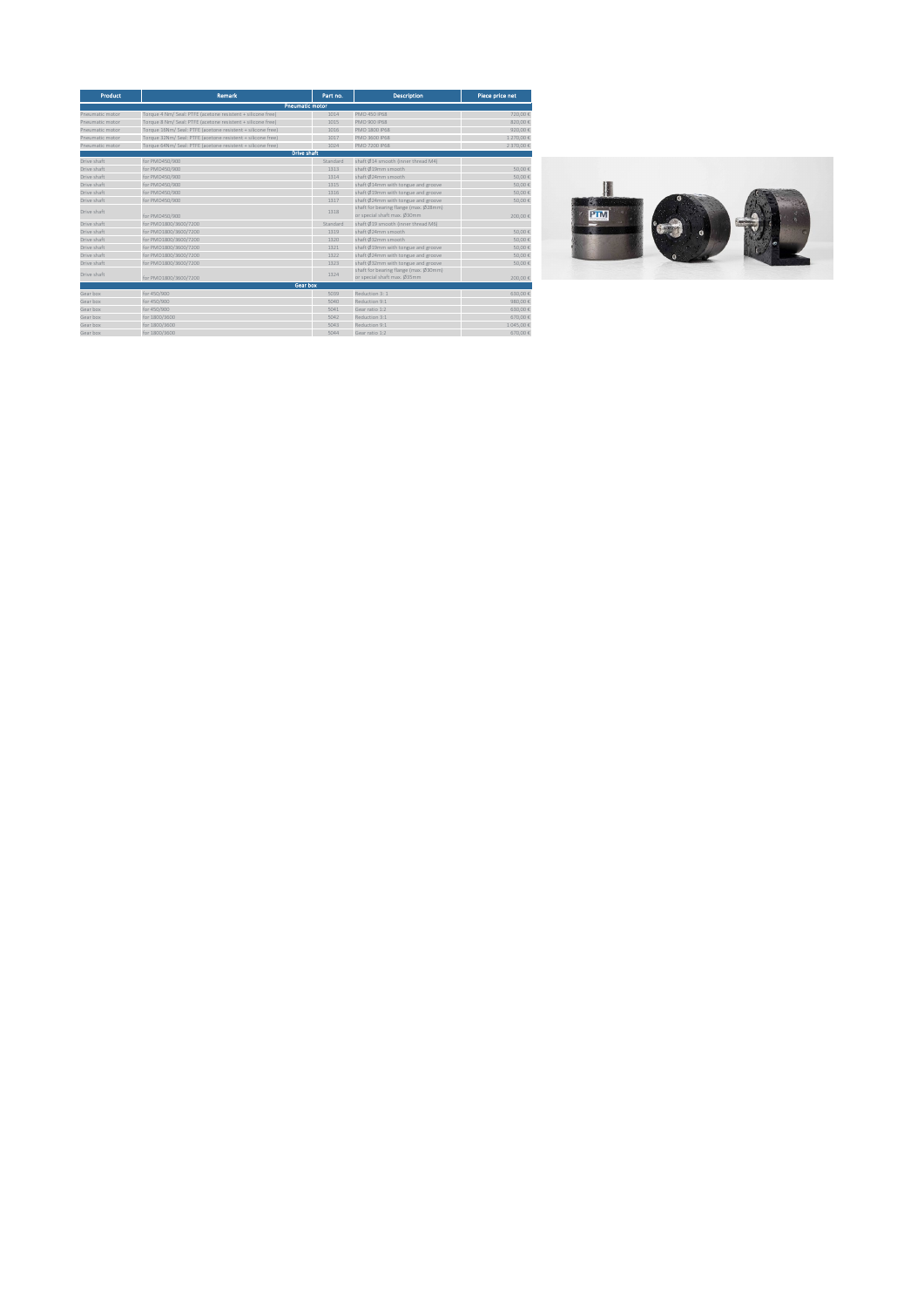| Product | Remark | Part no. | Description | Piece price net |
| --- | --- | --- | --- | --- |
| **Pneumatic motor** | | | | |
| Pneumatic motor | Torque 4 Nm/ Seal: PTFE (acetone resistent + silicone free) | 1014 | PMO 450 IP68 | 720,00 € |
| Pneumatic motor | Torque 8 Nm/ Seal: PTFE (acetone resistent + silicone free) | 1015 | PMO 900 IP68 | 820,00 € |
| Pneumatic motor | Torque 16Nm/ Seal: PTFE (acetone resistent + silicone free) | 1016 | PMO 1800 IP68 | 920,00 € |
| Pneumatic motor | Torque 32Nm/ Seal: PTFE (acetone resistent + silicone free) | 1017 | PMO 3600 IP68 | 1 270,00 € |
| Pneumatic motor | Torque 64Nm/ Seal: PTFE (acetone resistent + silicone free) | 1024 | PMO 7200 IP68 | 2 370,00 € |
| **Drive shaft** | | | | |
| Drive shaft | for PMO450/900 | Standard | shaft Ø14 smooth (inner thread M4) | |
| Drive shaft | for PMO450/900 | 1313 | shaft Ø19mm smooth | 50,00 € |
| Drive shaft | for PMO450/900 | 1314 | shaft Ø24mm smooth | 50,00 € |
| Drive shaft | for PMO450/900 | 1315 | shaft Ø14mm with tongue and groove | 50,00 € |
| Drive shaft | for PMO450/900 | 1316 | shaft Ø19mm with tongue and groove | 50,00 € |
| Drive shaft | for PMO450/900 | 1317 | shaft Ø24mm with tongue and groove | 50,00 € |
| Drive shaft | for PMO450/900 | 1318 | shaft for bearing flange (max. Ø28mm) or special shaft max. Ø30mm | 200,00 € |
| Drive shaft | for PMO1800/3600/7200 | Standard | shaft Ø19 smooth (inner thread M6) | |
| Drive shaft | for PMO1800/3600/7200 | 1319 | shaft Ø24mm smooth | 50,00 € |
| Drive shaft | for PMO1800/3600/7200 | 1320 | shaft Ø32mm smooth | 50,00 € |
| Drive shaft | for PMO1800/3600/7200 | 1321 | shaft Ø19mm with tongue and groove | 50,00 € |
| Drive shaft | for PMO1800/3600/7200 | 1322 | shaft Ø24mm with tongue and groove | 50,00 € |
| Drive shaft | for PMO1800/3600/7200 | 1323 | shaft Ø32mm with tongue and groove | 50,00 € |
| Drive shaft | for PMO1800/3600/7200 | 1324 | shaft for bearing flange (max. Ø30mm) or special shaft max. Ø35mm | 200,00 € |
| **Gear box** | | | | |
| Gear box | for 450/900 | 5039 | Reduction 3:1 | 630,00 € |
| Gear box | for 450/900 | 5040 | Reduction 9:1 | 980,00 € |
| Gear box | for 450/900 | 5041 | Gear ratio 1:3 | 630,00 € |
| Gear box | for 1800/3600 | 5042 | Reduction 3:1 | 670,00 € |
| Gear box | for 1800/3600 | 5043 | Reduction 9:1 | 1 045,00 € |
| Gear box | for 1800/3600 | 5044 | Gear ratio 1:3 | 670,00 € |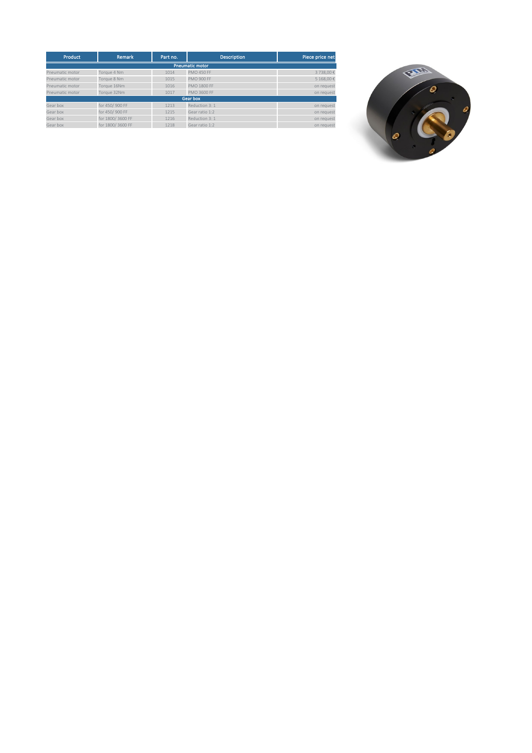| Product | Remark | Part no. | Description | Piece price net |
| --- | --- | --- | --- | --- |
| **Pneumatic motor** | | | | |
| Pneumatic motor | Torque 4 Nm | 1014 | PMO 450 FF | 3 738,00 € |
| Pneumatic motor | Torque 8 Nm | 1015 | PMO 900 FF | 5 168,00 € |
| Pneumatic motor | Torque 16Nm | 1016 | PMO 1800 FF | on request |
| Pneumatic motor | Torque 32Nm | 1017 | PMO 3600 FF | on request |
| **Gear box** | | | | |
| Gear box | for 450/ 900 FF | 1213 | Reduction 3: 1 | on request |
| Gear box | for 450/ 900 FF | 1215 | Gear ratio 1:2 | on request |
| Gear box | for 1800/ 3600 FF | 1216 | Reduction 3: 1 | on request |
| Gear box | for 1800/ 3600 FF | 1218 | Gear ratio 1:2 | on request |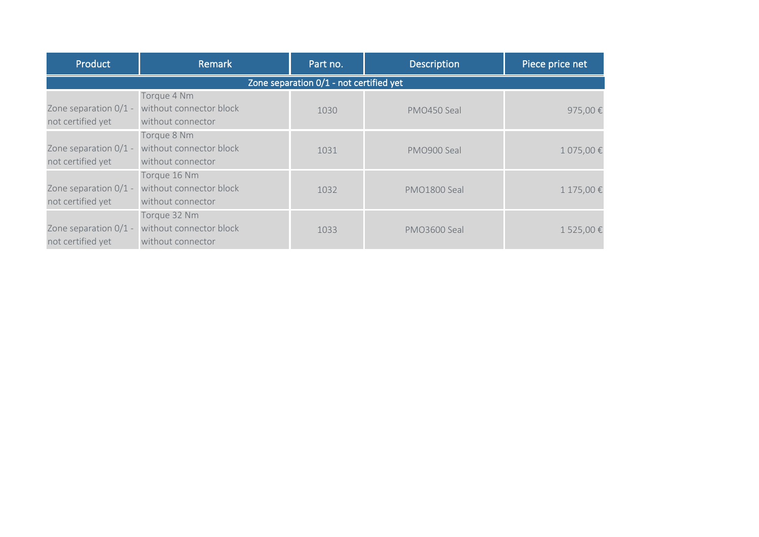| Product | Remark | Part no. | Description | Piece price net |
|---|---|---|---|---|
| Zone separation 0/1 - not certified yet | | | | |
| Zone separation 0/1 - not certified yet | Torque 4 Nm<br>without connector block<br>without connector | 1030 | PMO450 Seal | 975,00 € |
| Zone separation 0/1 - not certified yet | Torque 8 Nm<br>without connector block<br>without connector | 1031 | PMO900 Seal | 1 075,00 € |
| Zone separation 0/1 - not certified yet | Torque 16 Nm<br>without connector block<br>without connector | 1032 | PMO1800 Seal | 1 175,00 € |
| Zone separation 0/1 - not certified yet | Torque 32 Nm<br>without connector block<br>without connector | 1033 | PMO3600 Seal | 1 525,00 € |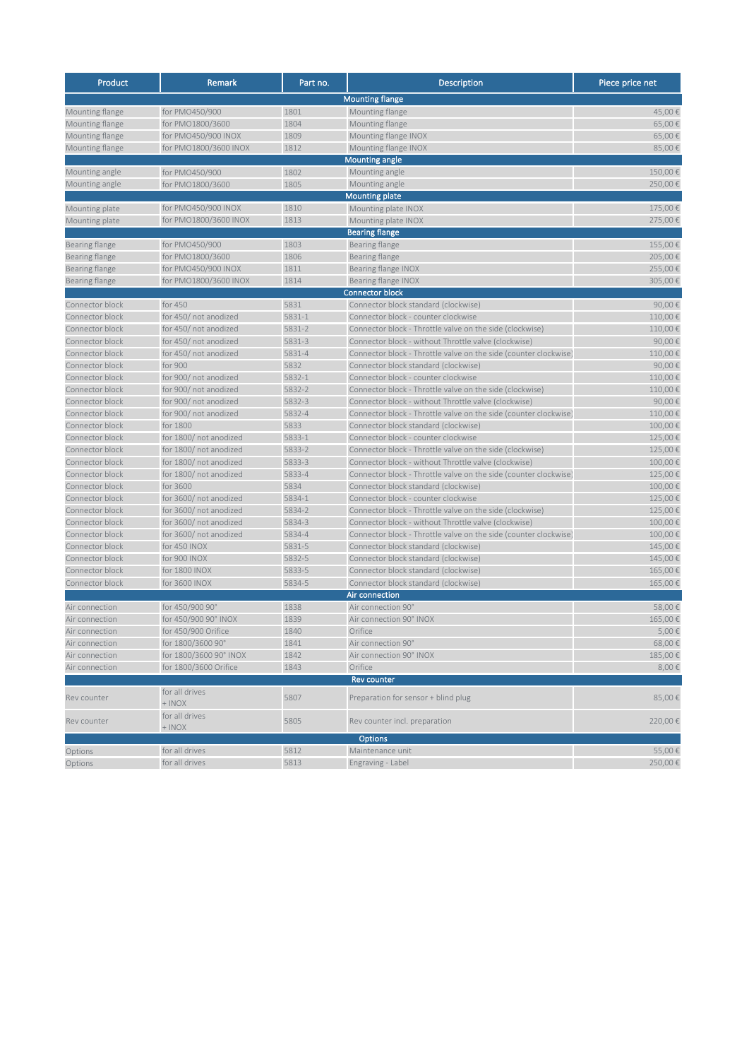| Product | Remark | Part no. | Description | Piece price net |
|---|---|---|---|---|
| **Mounting flange** | | | | |
| Mounting flange | for PMO450/900 | 1801 | Mounting flange | 45,00 € |
| Mounting flange | for PMO1800/3600 | 1804 | Mounting flange | 65,00 € |
| Mounting flange | for PMO450/900 INOX | 1809 | Mounting flange INOX | 65,00 € |
| Mounting flange | for PMO1800/3600 INOX | 1812 | Mounting flange INOX | 85,00 € |
| **Mounting angle** | | | | |
| Mounting angle | for PMO450/900 | 1802 | Mounting angle | 150,00 € |
| Mounting angle | for PMO1800/3600 | 1805 | Mounting angle | 250,00 € |
| **Mounting plate** | | | | |
| Mounting plate | for PMO450/900 INOX | 1810 | Mounting plate INOX | 175,00 € |
| Mounting plate | for PMO1800/3600 INOX | 1813 | Mounting plate INOX | 275,00 € |
| **Bearing flange** | | | | |
| Bearing flange | for PMO450/900 | 1803 | Bearing flange | 155,00 € |
| Bearing flange | for PMO1800/3600 | 1806 | Bearing flange | 205,00 € |
| Bearing flange | for PMO450/900 INOX | 1811 | Bearing flange INOX | 255,00 € |
| Bearing flange | for PMO1800/3600 INOX | 1814 | Bearing flange INOX | 305,00 € |
| **Connector block** | | | | |
| Connector block | for 450 | 5831 | Connector block standard (clockwise) | 90,00 € |
| Connector block | for 450/ not anodized | 5831-1 | Connector block - counter clockwise | 110,00 € |
| Connector block | for 450/ not anodized | 5831-2 | Connector block - Throttle valve on the side (clockwise) | 110,00 € |
| Connector block | for 450/ not anodized | 5831-3 | Connector block - without Throttle valve (clockwise) | 90,00 € |
| Connector block | for 450/ not anodized | 5831-4 | Connector block - Throttle valve on the side (counter clockwise) | 110,00 € |
| Connector block | for 900 | 5832 | Connector block standard (clockwise) | 90,00 € |
| Connector block | for 900/ not anodized | 5832-1 | Connector block - counter clockwise | 110,00 € |
| Connector block | for 900/ not anodized | 5832-2 | Connector block - Throttle valve on the side (clockwise) | 110,00 € |
| Connector block | for 900/ not anodized | 5832-3 | Connector block - without Throttle valve (clockwise) | 90,00 € |
| Connector block | for 900/ not anodized | 5832-4 | Connector block - Throttle valve on the side (counter clockwise) | 110,00 € |
| Connector block | for 1800 | 5833 | Connector block standard (clockwise) | 100,00 € |
| Connector block | for 1800/ not anodized | 5833-1 | Connector block - counter clockwise | 125,00 € |
| Connector block | for 1800/ not anodized | 5833-2 | Connector block - Throttle valve on the side (clockwise) | 125,00 € |
| Connector block | for 1800/ not anodized | 5833-3 | Connector block - without Throttle valve (clockwise) | 100,00 € |
| Connector block | for 1800/ not anodized | 5833-4 | Connector block - Throttle valve on the side (counter clockwise) | 125,00 € |
| Connector block | for 3600 | 5834 | Connector block standard (clockwise) | 100,00 € |
| Connector block | for 3600/ not anodized | 5834-1 | Connector block - counter clockwise | 125,00 € |
| Connector block | for 3600/ not anodized | 5834-2 | Connector block - Throttle valve on the side (clockwise) | 125,00 € |
| Connector block | for 3600/ not anodized | 5834-3 | Connector block - without Throttle valve (clockwise) | 100,00 € |
| Connector block | for 3600/ not anodized | 5834-4 | Connector block - Throttle valve on the side (counter clockwise) | 100,00 € |
| Connector block | for 450 INOX | 5831-5 | Connector block standard (clockwise) | 145,00 € |
| Connector block | for 900 INOX | 5832-5 | Connector block standard (clockwise) | 145,00 € |
| Connector block | for 1800 INOX | 5833-5 | Connector block standard (clockwise) | 165,00 € |
| Connector block | for 3600 INOX | 5834-5 | Connector block standard (clockwise) | 165,00 € |
| **Air connection** | | | | |
| Air connection | for 450/900 90° | 1838 | Air connection 90° | 58,00 € |
| Air connection | for 450/900 90° INOX | 1839 | Air connection 90° INOX | 165,00 € |
| Air connection | for 450/900 Orifice | 1840 | Orifice | 5,00 € |
| Air connection | for 1800/3600 90° | 1841 | Air connection 90° | 68,00 € |
| Air connection | for 1800/3600 90° INOX | 1842 | Air connection 90° INOX | 185,00 € |
| Air connection | for 1800/3600 Orifice | 1843 | Orifice | 8,00 € |
| **Rev counter** | | | | |
| Rev counter | for all drives + INOX | 5807 | Preparation for sensor + blind plug | 85,00 € |
| Rev counter | for all drives + INOX | 5805 | Rev counter incl. preparation | 220,00 € |
| **Options** | | | | |
| Options | for all drives | 5812 | Maintenance unit | 55,00 € |
| Options | for all drives | 5813 | Engraving - Label | 250,00 € |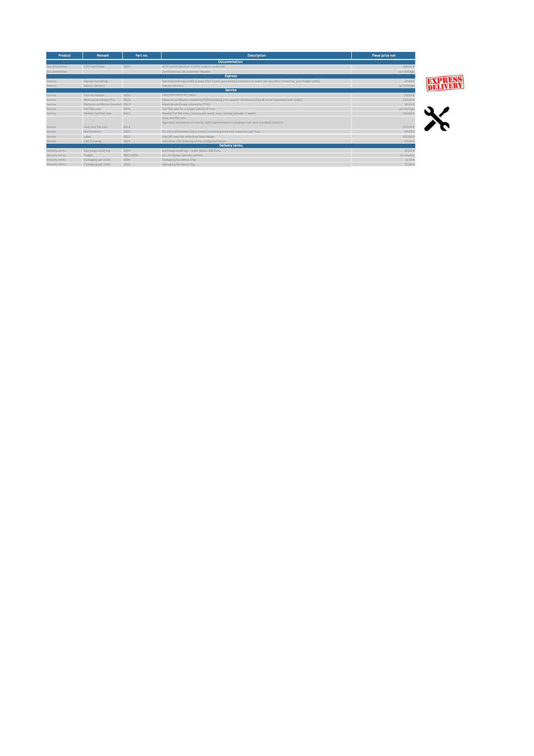| Product | Remark | Part no. | Description | Piece price net |
|---|---|---|---|---|
| | | | **Documentation** | |
| Documentation | ATEX certificate | 5801 | ATEX certificate (incl. if ATEX motor is ordered) | 300,00 € |
| Documentation | | | Certificate acc. to customer request | auf Anfrage |
| | | | **Express** | |
| Express | Express handeling | | Expresshandeling (order placed after 12am, garanteed production of order the day after tomorrow, plus freight costs) | 15,00 € |
| Express | Express delivery | | Express delivery | auf Anfrage |
| | | | **Service** | |
| Service | Cost estimation | 9016 | Cost estimation for repair | 20,00 € |
| Service | Material certificate Pro | 9018 | Material certificate created by PTM including pre-supplier certificates (needs to be requested with order) | 250,00 € |
| Service | Material certificate Standard | 9019 | Material certificate created by PTM | 30,00 € |
| Service | Test flat rate | 9024 | Test flat rate for a longer period of time | auf Anfrage |
| Service | Weekly Test flat rate | 9025 | WeeklyTest flat rate / Invoice per week, max. testing periode: 3 weeks | 150,00 € |
| Service | Daily test flat rate | 9014 | Daily test flat rate<br>Approach and advice on site by sales representative including trials with standard products | 250,00 € |
| Service | Maintenance | 9013 | On-site maintenance (plus travel, processing time and materials) per hour: | 84,00 € |
| Service | Label | 9022 | One-off costs for individual label design | 450,00 € |
| Service | CAD Drawing | 9023 | Individual CAD drawing of the configured motor | 75,00 € |
| | | | **Delivery terms** | |
| Delivery terms | Surcharge small qty. | 9020 | Surcharge small qty. - order below 100 Euro | 25,00 € |
| Delivery terms | Freight | 9001-9003 | acc. to chosen delivery service | on request |
| Delivery terms | Packaging per order | 9004 | Packaging fee below 5 kg | 8,50 € |
| Delivery terms | Packaging per order | 9026 | Packaging fee above 5kg | 15,00 € |

EXPRESS DELIVERY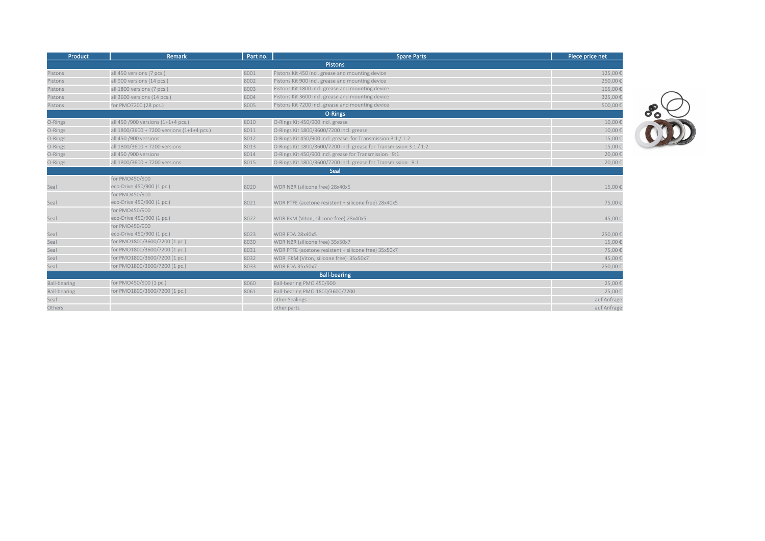| Product | Remark | Part no. | Spare Parts | Piece price net |
|---|---|---|---|---|
| **Pistons** | | | | |
| Pistons | all 450 versions (7 pcs.) | 8001 | Pistons Kit 450 incl. grease and mounting device | 125,00 € |
| Pistons | all 900 versions (14 pcs.) | 8002 | Pistons Kit 900 incl. grease and mounting device | 250,00 € |
| Pistons | all 1800 versions (7 pcs.) | 8003 | Pistons Kit 1800 incl. grease and mounting device | 165,00 € |
| Pistons | all 3600 versions (14 pcs.) | 8004 | Pistons Kit 3600 incl. grease and mounting device | 325,00 € |
| Pistons | for PMO7200 (28 pcs.) | 8005 | Pistons Kit 7200 incl. grease and mounting device | 500,00 € |
| **O-Rings** | | | | |
| O-Rings | all 450 /900 versions (1+1+4 pcs.) | 8010 | O-Rings Kit 450/900 incl. grease | 10,00 € |
| O-Rings | all 1800/3600 + 7200 versions (1+1+4 pcs.) | 8011 | O-Rings Kit 1800/3600/7200 incl. grease | 10,00 € |
| O-Rings | all 450 /900 versions | 8012 | O-Rings Kit 450/900 incl. grease for Transmission 3:1 / 1:2 | 15,00 € |
| O-Rings | all 1800/3600 + 7200 versions | 8013 | O-Rings Kit 1800/3600/7200 incl. grease for Transmission 3:1 / 1:2 | 15,00 € |
| O-Rings | all 450 /900 versions | 8014 | O-Rings Kit 450/900 incl. grease for Transmission 9:1 | 20,00 € |
| O-Rings | all 1800/3600 + 7200 versions | 8015 | O-Rings Kit 1800/3600/7200 incl. grease for Transmission 9:1 | 20,00 € |
| **Seal** | | | | |
| Seal | for PMO450/900 eco-Drive 450/900 (1 pc.) | 8020 | WDR NBR (silicone free) 28x40x5 | 15,00 € |
| Seal | for PMO450/900 eco-Drive 450/900 (1 pc.) | 8021 | WDR PTFE (acetone resistent + silicone free) 28x40x5 | 75,00 € |
| Seal | for PMO450/900 eco-Drive 450/900 (1 pc.) | 8022 | WDR FKM (Viton, silicone free) 28x40x5 | 45,00 € |
| Seal | for PMO450/900 eco-Drive 450/900 (1 pc.) | 8023 | WDR FDA 28x40x5 | 250,00 € |
| Seal | for PMO1800/3600/7200 (1 pc.) | 8030 | WDR NBR (silicone free) 35x50x7 | 15,00 € |
| Seal | for PMO1800/3600/7200 (1 pc.) | 8031 | WDR PTFE (acetone resistent + silicone free) 35x50x7 | 75,00 € |
| Seal | for PMO1800/3600/7200 (1 pc.) | 8032 | WDR FKM (Viton, silicone free) 35x50x7 | 45,00 € |
| Seal | for PMO1800/3600/7200 (1 pc.) | 8033 | WDR FDA 35x50x7 | 250,00 € |
| **Ball-bearing** | | | | |
| Ball-bearing | for PMO450/900 (1 pc.) | 8060 | Ball-bearing PMO 450/900 | 25,00 € |
| Ball-bearing | for PMO1800/3600/7200 (1 pc.) | 8061 | Ball-bearing PMO 1800/3600/7200 | 25,00 € |
| Seal | | | other Sealings | auf Anfrage |
| Others | | | other parts | auf Anfrage |